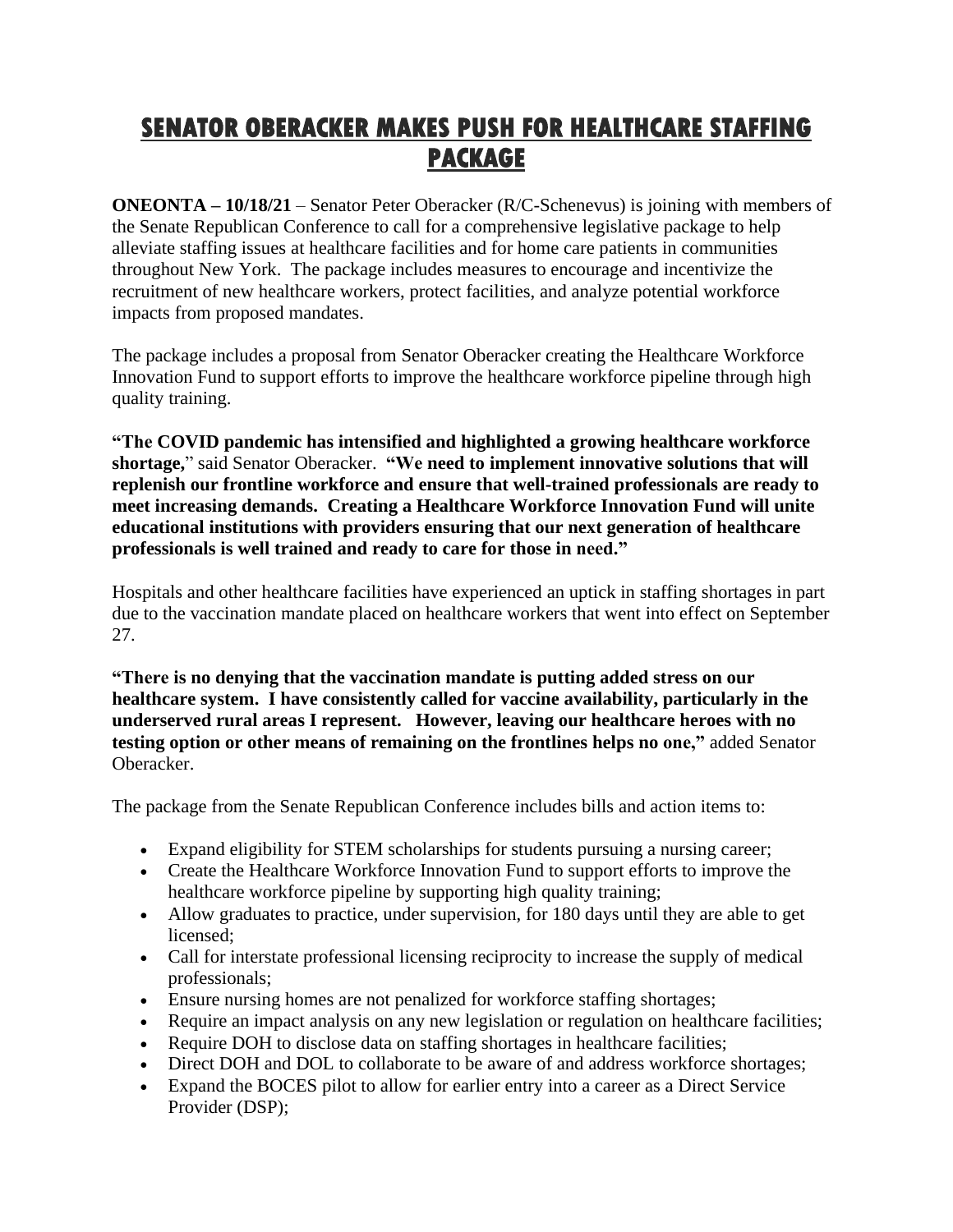# SENATOR OBERACKER MAKES PUSH FOR HEALTHCARE STAFFING PACKAGE

**ONEONTA – 10/18/21** – Senator Peter Oberacker (R/C-Schenevus) is joining with members of the Senate Republican Conference to call for a comprehensive legislative package to help alleviate staffing issues at healthcare facilities and for home care patients in communities throughout New York. The package includes measures to encourage and incentivize the recruitment of new healthcare workers, protect facilities, and analyze potential workforce impacts from proposed mandates.

The package includes a proposal from Senator Oberacker creating the Healthcare Workforce Innovation Fund to support efforts to improve the healthcare workforce pipeline through high quality training.

**"The COVID pandemic has intensified and highlighted a growing healthcare workforce shortage,"** said Senator Oberacker. **"We need to implement innovative solutions that will replenish our frontline workforce and ensure that well-trained professionals are ready to meet increasing demands. Creating a Healthcare Workforce Innovation Fund will unite educational institutions with providers ensuring that our next generation of healthcare professionals is well trained and ready to care for those in need."**

Hospitals and other healthcare facilities have experienced an uptick in staffing shortages in part due to the vaccination mandate placed on healthcare workers that went into effect on September 27.

**"There is no denying that the vaccination mandate is putting added stress on our healthcare system. I have consistently called for vaccine availability, particularly in the underserved rural areas I represent. However, leaving our healthcare heroes with no testing option or other means of remaining on the frontlines helps no one,"** added Senator Oberacker.

The package from the Senate Republican Conference includes bills and action items to:

- Expand eligibility for STEM scholarships for students pursuing a nursing career;
- Create the Healthcare Workforce Innovation Fund to support efforts to improve the healthcare workforce pipeline by supporting high quality training;
- Allow graduates to practice, under supervision, for 180 days until they are able to get licensed;
- Call for interstate professional licensing reciprocity to increase the supply of medical professionals;
- Ensure nursing homes are not penalized for workforce staffing shortages;
- Require an impact analysis on any new legislation or regulation on healthcare facilities;
- Require DOH to disclose data on staffing shortages in healthcare facilities;
- Direct DOH and DOL to collaborate to be aware of and address workforce shortages;
- Expand the BOCES pilot to allow for earlier entry into a career as a Direct Service Provider (DSP);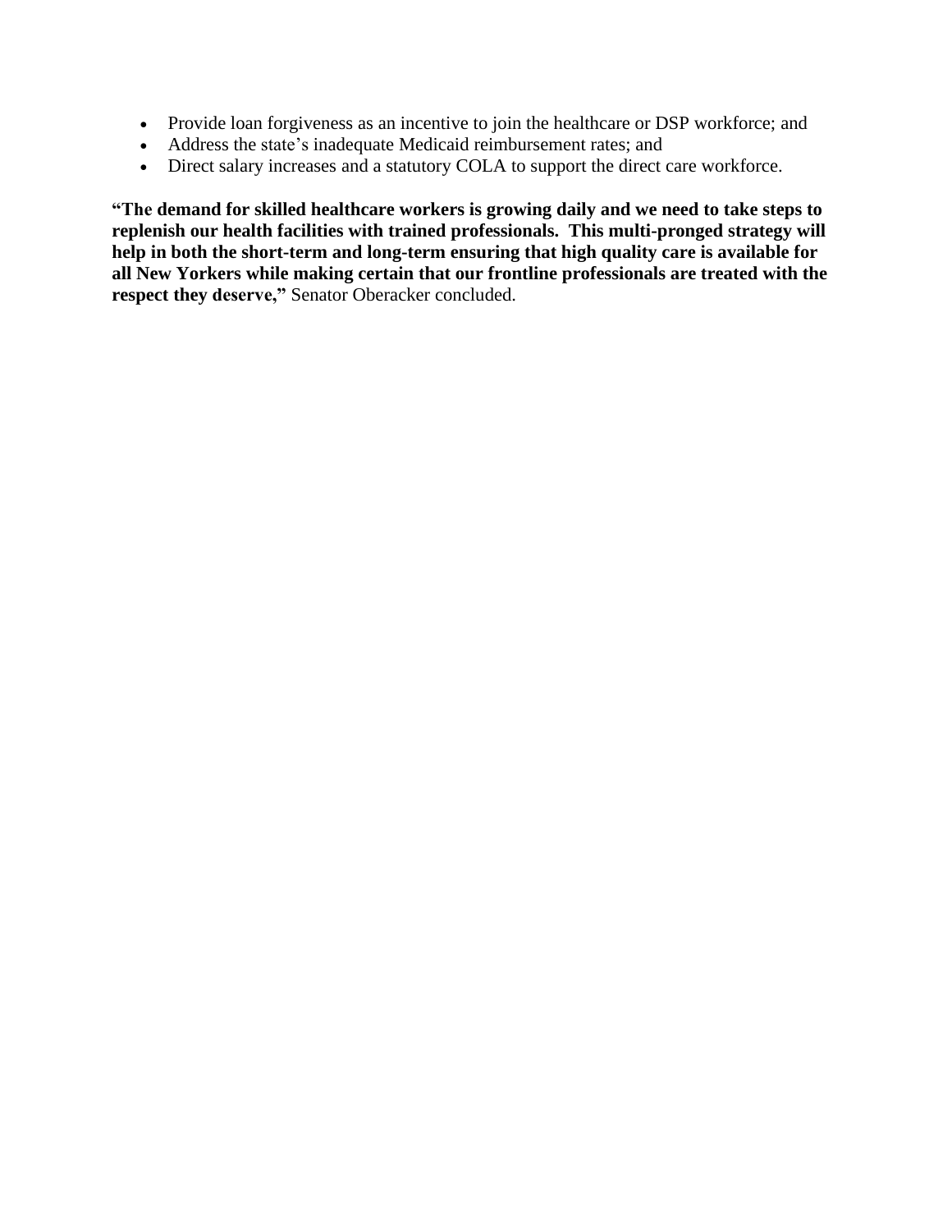- Provide loan forgiveness as an incentive to join the healthcare or DSP workforce; and
- Address the state's inadequate Medicaid reimbursement rates; and
- Direct salary increases and a statutory COLA to support the direct care workforce.

**"The demand for skilled healthcare workers is growing daily and we need to take steps to replenish our health facilities with trained professionals. This multi-pronged strategy will help in both the short-term and long-term ensuring that high quality care is available for all New Yorkers while making certain that our frontline professionals are treated with the respect they deserve,"** Senator Oberacker concluded.